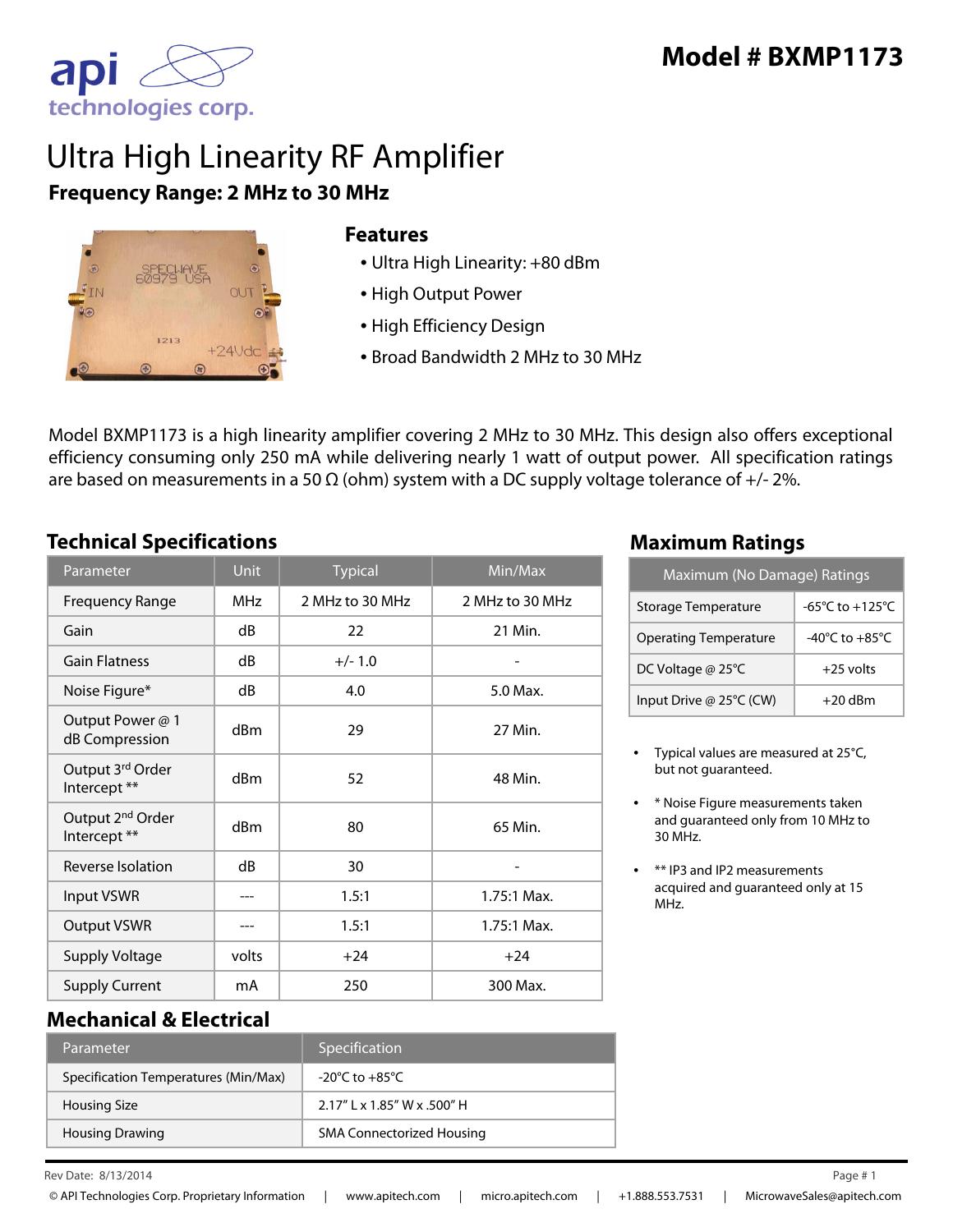# Model # BXMP1173

# Ultra High Linearity RF Amplifier

**Frequency Range: 2 MHz to 30 MHz**

## Features

- Ultra High Linearity: +80 dBm
- High Output Power
- High Efficiency Design
- Broad Bandwidth 2 MHz to 30 MHz

Model BXMP1173 is a high linearity amplifier covering 2 MHz to 30 MHz. This design also offers exceptional efficiency consuming only 250 mA while delivering nearly 1 watt of output power. All specification ratings are based on measurements in a 50 Ω (ohm) system with a DC supply voltage tolerance of +/- 2%.

## Technical Specifications

| Parameter | Unit | Typical | Min/Max |
|---|---|---|---|
| Frequency Range | MHz | 2 MHz to 30 MHz | 2 MHz to 30 MHz |
| Gain | dB | 22 | 21 Min. |
| Gain Flatness | dB | +/- 1.0 | - |
| Noise Figure* | dB | 4.0 | 5.0 Max. |
| Output Power @ 1 dB Compression | dBm | 29 | 27 Min. |
| Output 3rd Order Intercept ** | dBm | 52 | 48 Min. |
| Output 2nd Order Intercept ** | dBm | 80 | 65 Min. |
| Reverse Isolation | dB | 30 | - |
| Input VSWR | --- | 1.5:1 | 1.75:1 Max. |
| Output VSWR | --- | 1.5:1 | 1.75:1 Max. |
| Supply Voltage | volts | +24 | +24 |
| Supply Current | mA | 250 | 300 Max. |

## Maximum Ratings

| Maximum (No Damage) Ratings | |
|---|---|
| Storage Temperature | -65°C to +125°C |
| Operating Temperature | -40°C to +85°C |
| DC Voltage @ 25°C | +25 volts |
| Input Drive @ 25°C (CW) | +20 dBm |

- Typical values are measured at 25°C, but not guaranteed.
- * Noise Figure measurements taken and guaranteed only from 10 MHz to 30 MHz.
- ** IP3 and IP2 measurements acquired and guaranteed only at 15 MHz.

## Mechanical & Electrical

| Parameter | Specification |
|---|---|
| Specification Temperatures (Min/Max) | -20°C to +85°C |
| Housing Size | 2.17" L x 1.85" W x .500" H |
| Housing Drawing | SMA Connectorized Housing |

Rev Date: 8/13/2014

© API Technologies Corp. Proprietary Information | www.apitech.com | micro.apitech.com | +1.888.553.7531 | MicrowaveSales@apitech.com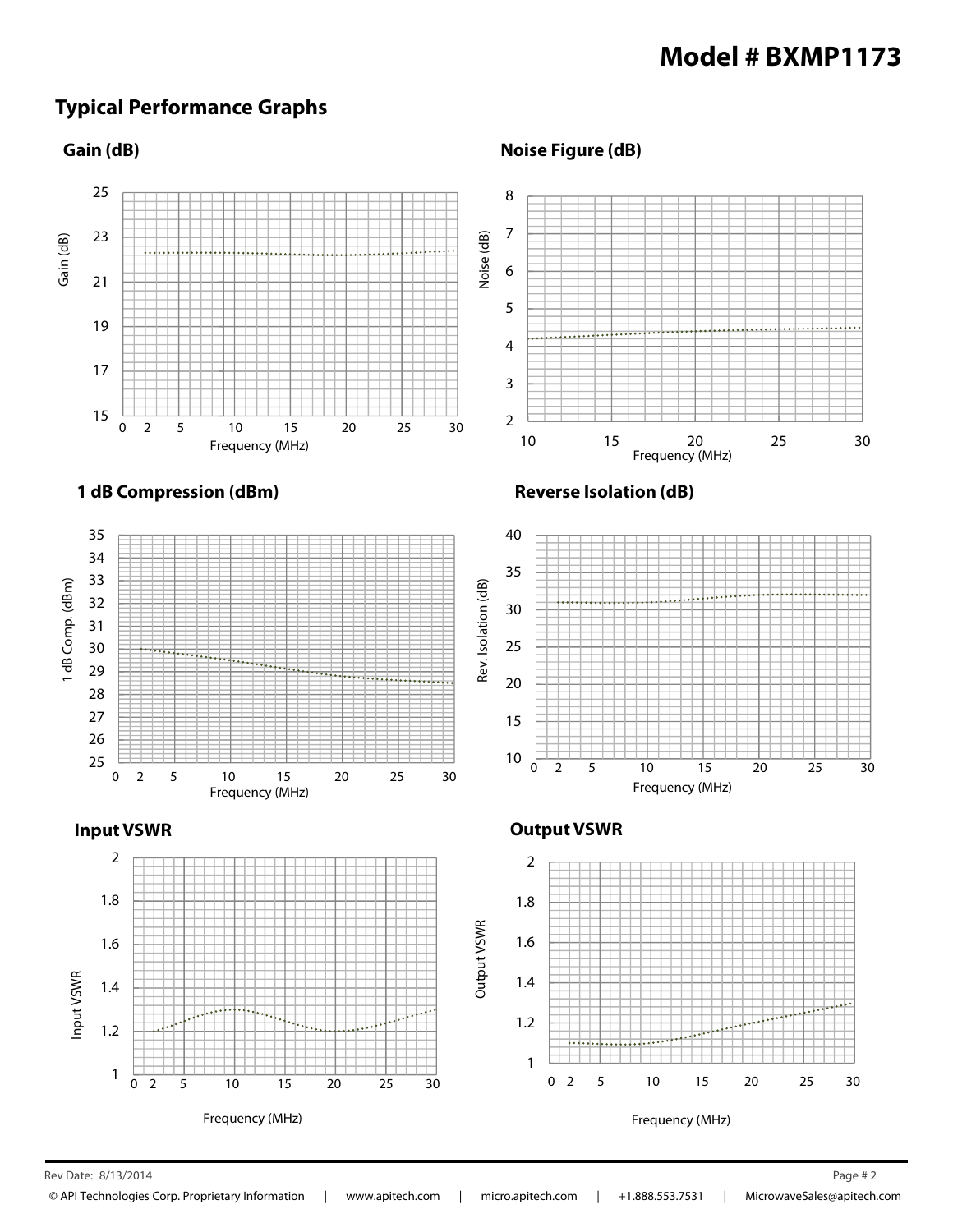# Model # BXMP1173

## Typical Performance Graphs

### Gain (dB)

Gain (dB)

25
23
21
19
17
15

0 2 5 10 15 20 25 30

Frequency (MHz)

### Noise Figure (dB)

Noise (dB)

8
7
6
5
4
3
2

10 15 20 25 30

Frequency (MHz)

### 1 dB Compression (dBm)

1 dB Comp. (dBm)

35
34
33
32
31
30
29
28
27
26
25

0 2 5 10 15 20 25 30

Frequency (MHz)

### Reverse Isolation (dB)

Rev. Isolation (dB)

40
35
30
25
20
15
10

0 2 5 10 15 20 25 30

Frequency (MHz)

### Input VSWR

Input VSWR

2
1.8
1.6
1.4
1.2
1

0 2 5 10 15 20 25 30

Frequency (MHz)

### Output VSWR

Output VSWR

2
1.8
1.6
1.4
1.2
1

0 2 5 10 15 20 25 30

Frequency (MHz)

Rev Date: 8/13/2014

© API Technologies Corp. Proprietary Information | www.apitech.com | micro.apitech.com | +1.888.553.7531 | MicrowaveSales@apitech.com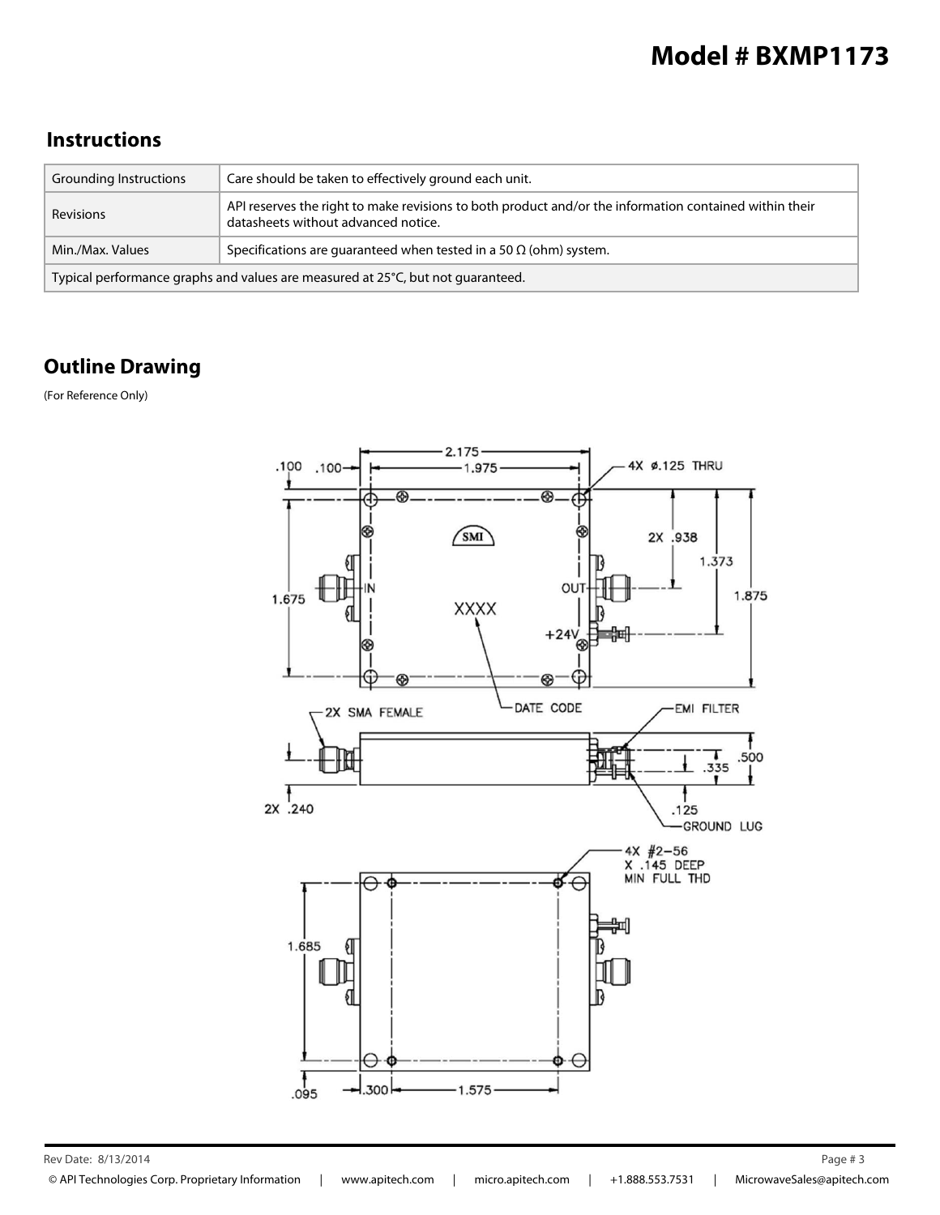# Model # BXMP1173

## Instructions

| | |
|---|---|
| Grounding Instructions | Care should be taken to effectively ground each unit. |
| Revisions | API reserves the right to make revisions to both product and/or the information contained within their datasheets without advanced notice. |
| Min./Max. Values | Specifications are guaranteed when tested in a 50 Ω (ohm) system. |
| Typical performance graphs and values are measured at 25°C, but not guaranteed. | |

## Outline Drawing

(For Reference Only)

2.175
1.975
.100
.100
4X ø.125 THRU
2X .938
1.373
1.875
1.675
SMI
IN
OUT
XXXX
+24V
DATE CODE
2X SMA FEMALE
EMI FILTER
.500
.335
2X .240
.125
GROUND LUG
4X #2–56
X .145 DEEP
MIN FULL THD
1.685
.095
.300
1.575

Rev Date: 8/13/2014

© API Technologies Corp. Proprietary Information | www.apitech.com | micro.apitech.com | +1.888.553.7531 | MicrowaveSales@apitech.com